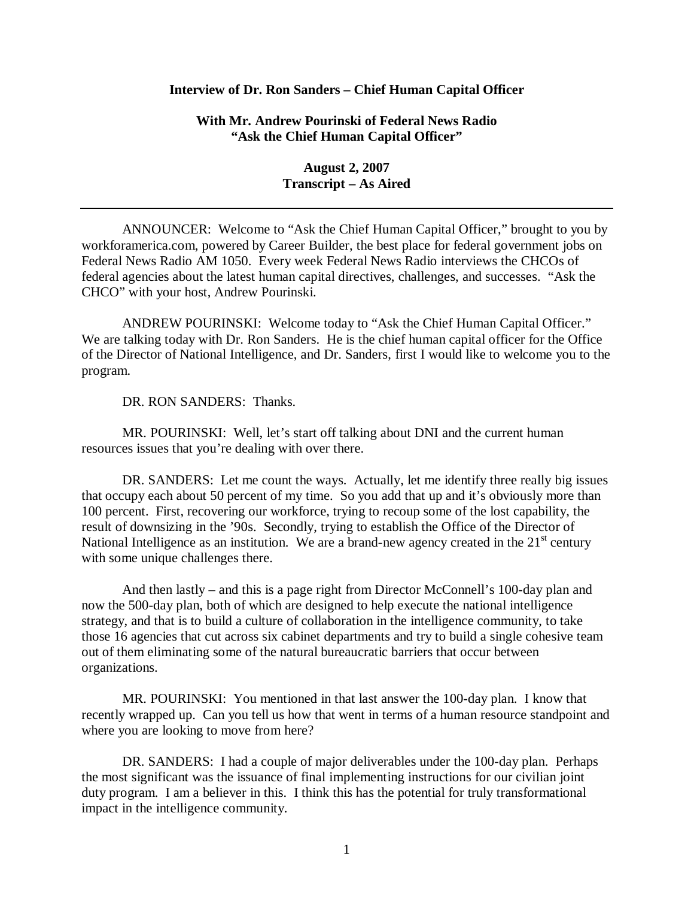**Interview of Dr. Ron Sanders – Chief Human Capital Officer**

**With Mr. Andrew Pourinski of Federal News Radio**
**"Ask the Chief Human Capital Officer"**

**August 2, 2007**
**Transcript – As Aired**

---

ANNOUNCER: Welcome to "Ask the Chief Human Capital Officer," brought to you by workforamerica.com, powered by Career Builder, the best place for federal government jobs on Federal News Radio AM 1050. Every week Federal News Radio interviews the CHCOs of federal agencies about the latest human capital directives, challenges, and successes. "Ask the CHCO" with your host, Andrew Pourinski.

ANDREW POURINSKI: Welcome today to "Ask the Chief Human Capital Officer." We are talking today with Dr. Ron Sanders. He is the chief human capital officer for the Office of the Director of National Intelligence, and Dr. Sanders, first I would like to welcome you to the program.

DR. RON SANDERS: Thanks.

MR. POURINSKI: Well, let's start off talking about DNI and the current human resources issues that you're dealing with over there.

DR. SANDERS: Let me count the ways. Actually, let me identify three really big issues that occupy each about 50 percent of my time. So you add that up and it's obviously more than 100 percent. First, recovering our workforce, trying to recoup some of the lost capability, the result of downsizing in the '90s. Secondly, trying to establish the Office of the Director of National Intelligence as an institution. We are a brand-new agency created in the 21st century with some unique challenges there.

And then lastly – and this is a page right from Director McConnell's 100-day plan and now the 500-day plan, both of which are designed to help execute the national intelligence strategy, and that is to build a culture of collaboration in the intelligence community, to take those 16 agencies that cut across six cabinet departments and try to build a single cohesive team out of them eliminating some of the natural bureaucratic barriers that occur between organizations.

MR. POURINSKI: You mentioned in that last answer the 100-day plan. I know that recently wrapped up. Can you tell us how that went in terms of a human resource standpoint and where you are looking to move from here?

DR. SANDERS: I had a couple of major deliverables under the 100-day plan. Perhaps the most significant was the issuance of final implementing instructions for our civilian joint duty program. I am a believer in this. I think this has the potential for truly transformational impact in the intelligence community.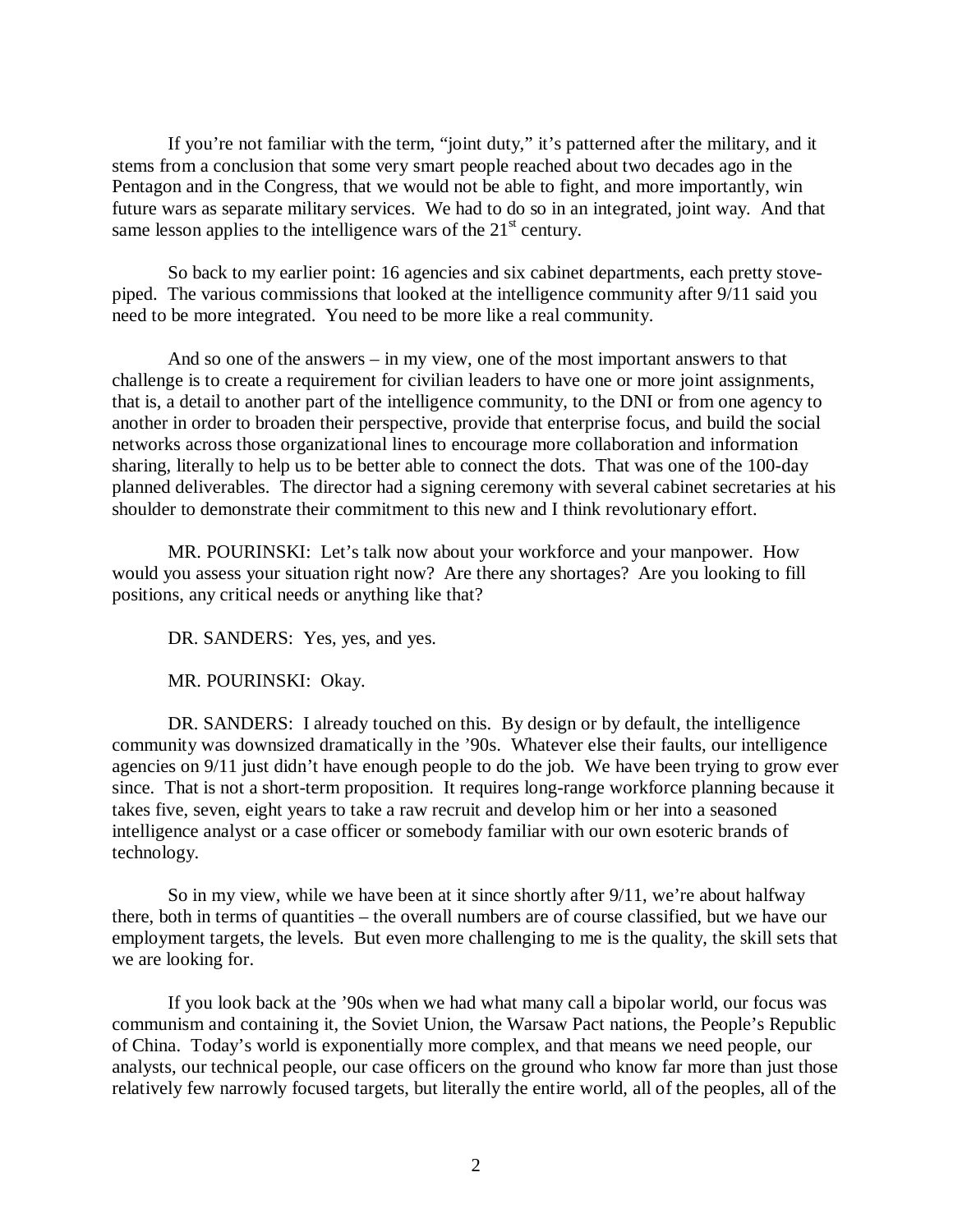If you're not familiar with the term, "joint duty," it's patterned after the military, and it stems from a conclusion that some very smart people reached about two decades ago in the Pentagon and in the Congress, that we would not be able to fight, and more importantly, win future wars as separate military services. We had to do so in an integrated, joint way. And that same lesson applies to the intelligence wars of the 21st century.

So back to my earlier point: 16 agencies and six cabinet departments, each pretty stove-piped. The various commissions that looked at the intelligence community after 9/11 said you need to be more integrated. You need to be more like a real community.

And so one of the answers – in my view, one of the most important answers to that challenge is to create a requirement for civilian leaders to have one or more joint assignments, that is, a detail to another part of the intelligence community, to the DNI or from one agency to another in order to broaden their perspective, provide that enterprise focus, and build the social networks across those organizational lines to encourage more collaboration and information sharing, literally to help us to be better able to connect the dots. That was one of the 100-day planned deliverables. The director had a signing ceremony with several cabinet secretaries at his shoulder to demonstrate their commitment to this new and I think revolutionary effort.

MR. POURINSKI: Let's talk now about your workforce and your manpower. How would you assess your situation right now? Are there any shortages? Are you looking to fill positions, any critical needs or anything like that?

DR. SANDERS: Yes, yes, and yes.

MR. POURINSKI: Okay.

DR. SANDERS: I already touched on this. By design or by default, the intelligence community was downsized dramatically in the '90s. Whatever else their faults, our intelligence agencies on 9/11 just didn't have enough people to do the job. We have been trying to grow ever since. That is not a short-term proposition. It requires long-range workforce planning because it takes five, seven, eight years to take a raw recruit and develop him or her into a seasoned intelligence analyst or a case officer or somebody familiar with our own esoteric brands of technology.

So in my view, while we have been at it since shortly after 9/11, we're about halfway there, both in terms of quantities – the overall numbers are of course classified, but we have our employment targets, the levels. But even more challenging to me is the quality, the skill sets that we are looking for.

If you look back at the '90s when we had what many call a bipolar world, our focus was communism and containing it, the Soviet Union, the Warsaw Pact nations, the People's Republic of China. Today's world is exponentially more complex, and that means we need people, our analysts, our technical people, our case officers on the ground who know far more than just those relatively few narrowly focused targets, but literally the entire world, all of the peoples, all of the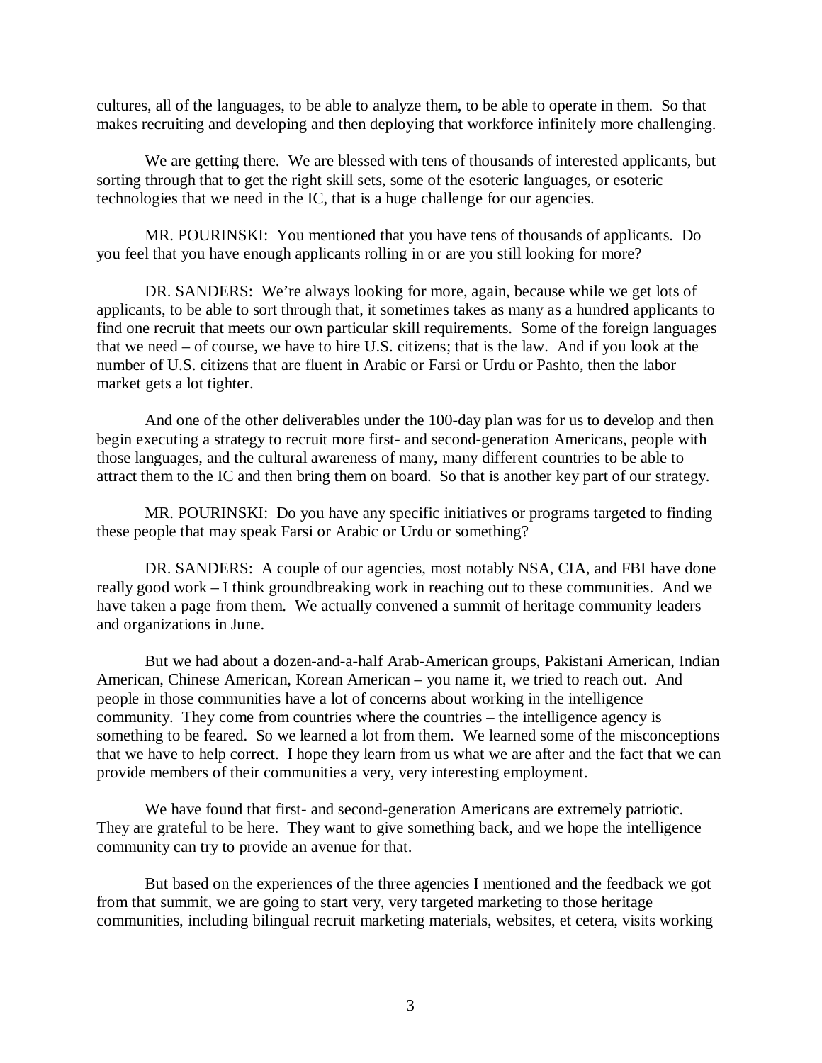cultures, all of the languages, to be able to analyze them, to be able to operate in them. So that makes recruiting and developing and then deploying that workforce infinitely more challenging.

We are getting there. We are blessed with tens of thousands of interested applicants, but sorting through that to get the right skill sets, some of the esoteric languages, or esoteric technologies that we need in the IC, that is a huge challenge for our agencies.

MR. POURINSKI: You mentioned that you have tens of thousands of applicants. Do you feel that you have enough applicants rolling in or are you still looking for more?

DR. SANDERS: We're always looking for more, again, because while we get lots of applicants, to be able to sort through that, it sometimes takes as many as a hundred applicants to find one recruit that meets our own particular skill requirements. Some of the foreign languages that we need – of course, we have to hire U.S. citizens; that is the law. And if you look at the number of U.S. citizens that are fluent in Arabic or Farsi or Urdu or Pashto, then the labor market gets a lot tighter.

And one of the other deliverables under the 100-day plan was for us to develop and then begin executing a strategy to recruit more first- and second-generation Americans, people with those languages, and the cultural awareness of many, many different countries to be able to attract them to the IC and then bring them on board. So that is another key part of our strategy.

MR. POURINSKI: Do you have any specific initiatives or programs targeted to finding these people that may speak Farsi or Arabic or Urdu or something?

DR. SANDERS: A couple of our agencies, most notably NSA, CIA, and FBI have done really good work – I think groundbreaking work in reaching out to these communities. And we have taken a page from them. We actually convened a summit of heritage community leaders and organizations in June.

But we had about a dozen-and-a-half Arab-American groups, Pakistani American, Indian American, Chinese American, Korean American – you name it, we tried to reach out. And people in those communities have a lot of concerns about working in the intelligence community. They come from countries where the countries – the intelligence agency is something to be feared. So we learned a lot from them. We learned some of the misconceptions that we have to help correct. I hope they learn from us what we are after and the fact that we can provide members of their communities a very, very interesting employment.

We have found that first- and second-generation Americans are extremely patriotic. They are grateful to be here. They want to give something back, and we hope the intelligence community can try to provide an avenue for that.

But based on the experiences of the three agencies I mentioned and the feedback we got from that summit, we are going to start very, very targeted marketing to those heritage communities, including bilingual recruit marketing materials, websites, et cetera, visits working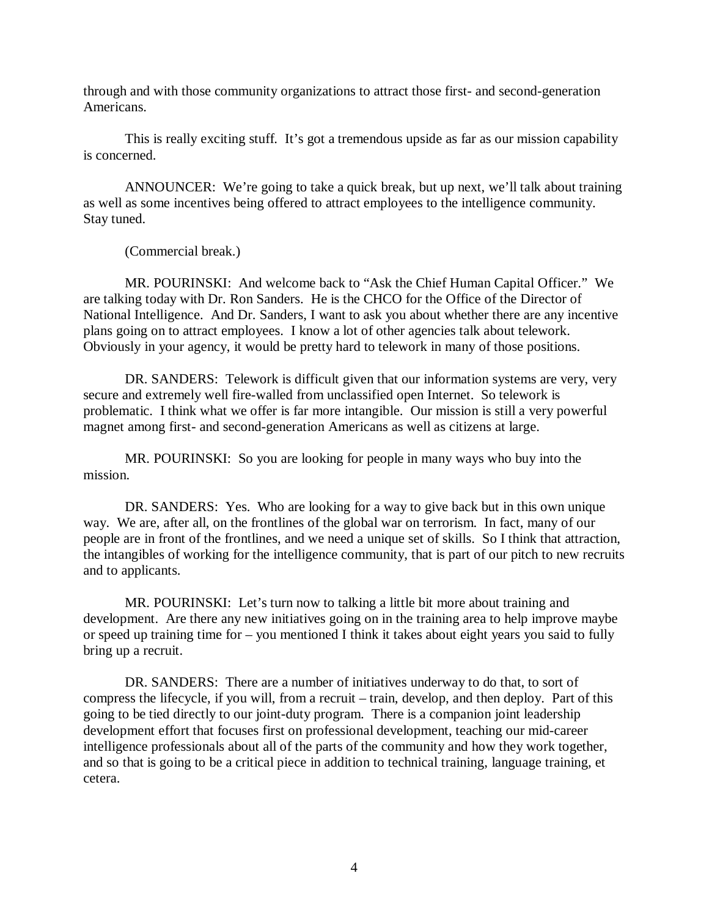through and with those community organizations to attract those first- and second-generation Americans.

This is really exciting stuff. It's got a tremendous upside as far as our mission capability is concerned.

ANNOUNCER: We're going to take a quick break, but up next, we'll talk about training as well as some incentives being offered to attract employees to the intelligence community. Stay tuned.

(Commercial break.)

MR. POURINSKI: And welcome back to "Ask the Chief Human Capital Officer." We are talking today with Dr. Ron Sanders. He is the CHCO for the Office of the Director of National Intelligence. And Dr. Sanders, I want to ask you about whether there are any incentive plans going on to attract employees. I know a lot of other agencies talk about telework. Obviously in your agency, it would be pretty hard to telework in many of those positions.

DR. SANDERS: Telework is difficult given that our information systems are very, very secure and extremely well fire-walled from unclassified open Internet. So telework is problematic. I think what we offer is far more intangible. Our mission is still a very powerful magnet among first- and second-generation Americans as well as citizens at large.

MR. POURINSKI: So you are looking for people in many ways who buy into the mission.

DR. SANDERS: Yes. Who are looking for a way to give back but in this own unique way. We are, after all, on the frontlines of the global war on terrorism. In fact, many of our people are in front of the frontlines, and we need a unique set of skills. So I think that attraction, the intangibles of working for the intelligence community, that is part of our pitch to new recruits and to applicants.

MR. POURINSKI: Let's turn now to talking a little bit more about training and development. Are there any new initiatives going on in the training area to help improve maybe or speed up training time for – you mentioned I think it takes about eight years you said to fully bring up a recruit.

DR. SANDERS: There are a number of initiatives underway to do that, to sort of compress the lifecycle, if you will, from a recruit – train, develop, and then deploy. Part of this going to be tied directly to our joint-duty program. There is a companion joint leadership development effort that focuses first on professional development, teaching our mid-career intelligence professionals about all of the parts of the community and how they work together, and so that is going to be a critical piece in addition to technical training, language training, et cetera.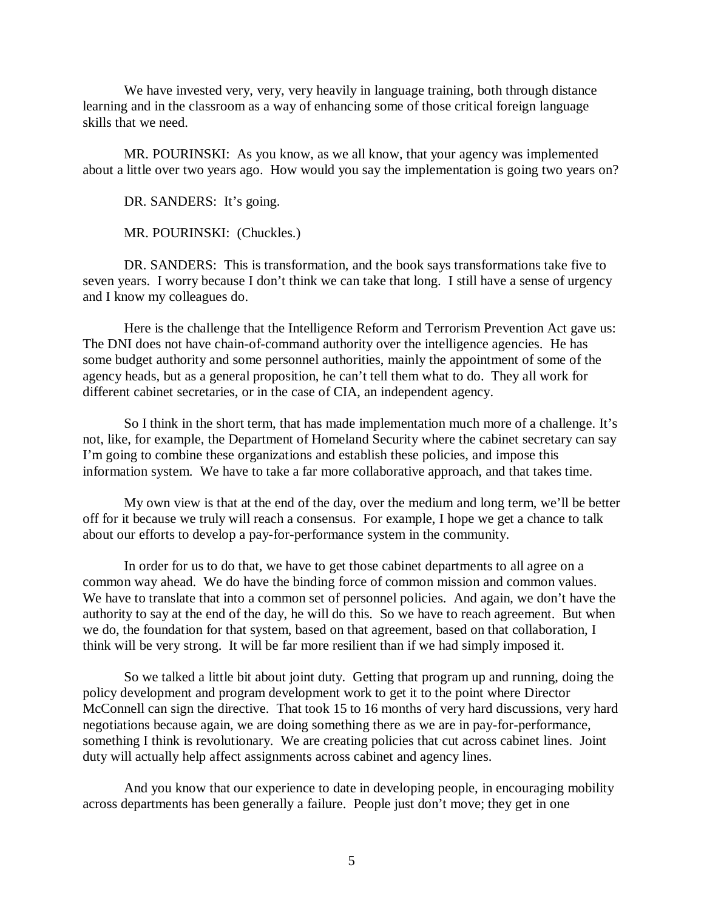We have invested very, very, very heavily in language training, both through distance learning and in the classroom as a way of enhancing some of those critical foreign language skills that we need.

MR. POURINSKI: As you know, as we all know, that your agency was implemented about a little over two years ago. How would you say the implementation is going two years on?

DR. SANDERS: It's going.

MR. POURINSKI: (Chuckles.)

DR. SANDERS: This is transformation, and the book says transformations take five to seven years. I worry because I don't think we can take that long. I still have a sense of urgency and I know my colleagues do.

Here is the challenge that the Intelligence Reform and Terrorism Prevention Act gave us: The DNI does not have chain-of-command authority over the intelligence agencies. He has some budget authority and some personnel authorities, mainly the appointment of some of the agency heads, but as a general proposition, he can't tell them what to do. They all work for different cabinet secretaries, or in the case of CIA, an independent agency.

So I think in the short term, that has made implementation much more of a challenge. It's not, like, for example, the Department of Homeland Security where the cabinet secretary can say I'm going to combine these organizations and establish these policies, and impose this information system. We have to take a far more collaborative approach, and that takes time.

My own view is that at the end of the day, over the medium and long term, we'll be better off for it because we truly will reach a consensus. For example, I hope we get a chance to talk about our efforts to develop a pay-for-performance system in the community.

In order for us to do that, we have to get those cabinet departments to all agree on a common way ahead. We do have the binding force of common mission and common values. We have to translate that into a common set of personnel policies. And again, we don't have the authority to say at the end of the day, he will do this. So we have to reach agreement. But when we do, the foundation for that system, based on that agreement, based on that collaboration, I think will be very strong. It will be far more resilient than if we had simply imposed it.

So we talked a little bit about joint duty. Getting that program up and running, doing the policy development and program development work to get it to the point where Director McConnell can sign the directive. That took 15 to 16 months of very hard discussions, very hard negotiations because again, we are doing something there as we are in pay-for-performance, something I think is revolutionary. We are creating policies that cut across cabinet lines. Joint duty will actually help affect assignments across cabinet and agency lines.

And you know that our experience to date in developing people, in encouraging mobility across departments has been generally a failure. People just don't move; they get in one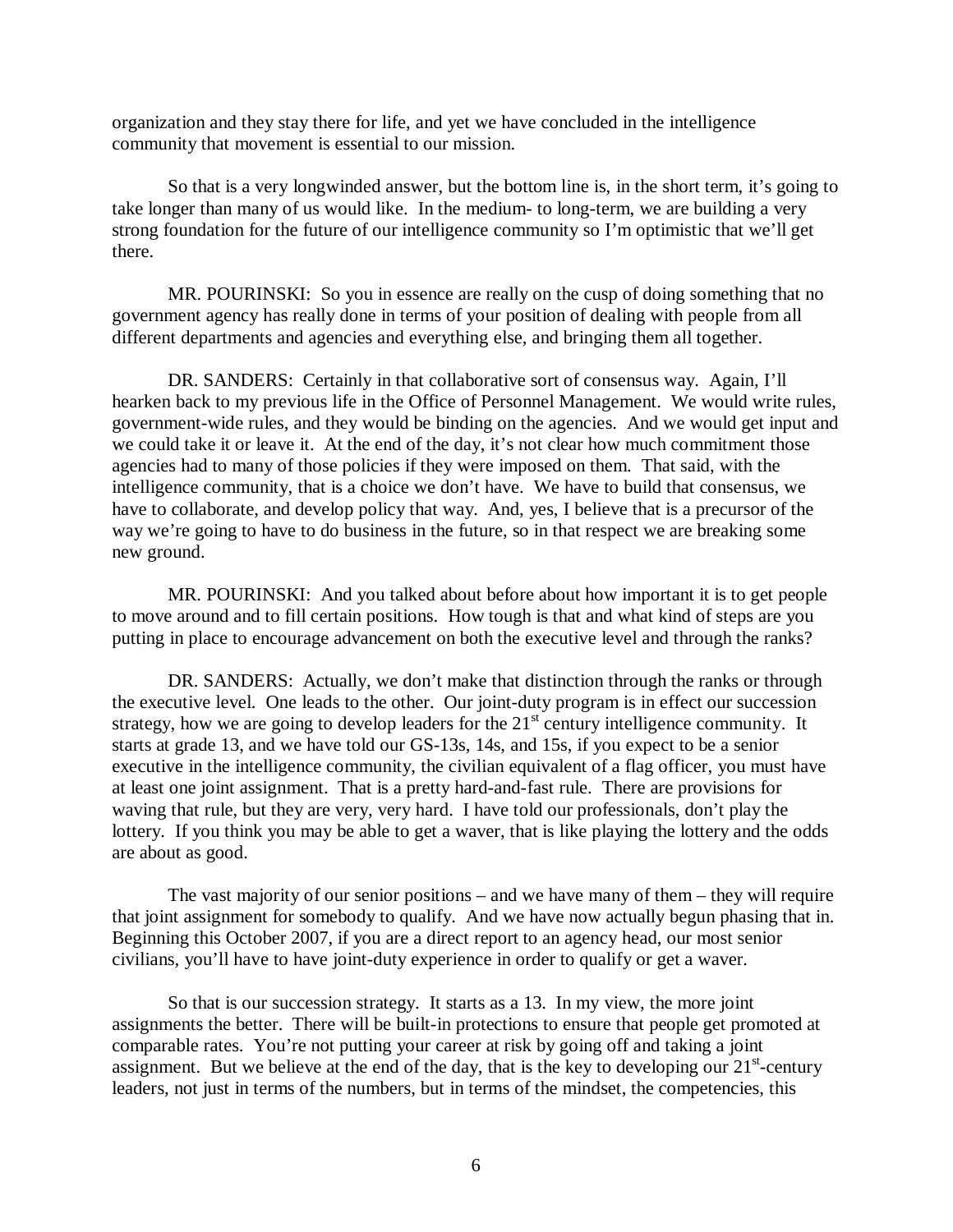organization and they stay there for life, and yet we have concluded in the intelligence community that movement is essential to our mission.

So that is a very longwinded answer, but the bottom line is, in the short term, it's going to take longer than many of us would like. In the medium- to long-term, we are building a very strong foundation for the future of our intelligence community so I'm optimistic that we'll get there.

MR. POURINSKI: So you in essence are really on the cusp of doing something that no government agency has really done in terms of your position of dealing with people from all different departments and agencies and everything else, and bringing them all together.

DR. SANDERS: Certainly in that collaborative sort of consensus way. Again, I'll hearken back to my previous life in the Office of Personnel Management. We would write rules, government-wide rules, and they would be binding on the agencies. And we would get input and we could take it or leave it. At the end of the day, it's not clear how much commitment those agencies had to many of those policies if they were imposed on them. That said, with the intelligence community, that is a choice we don't have. We have to build that consensus, we have to collaborate, and develop policy that way. And, yes, I believe that is a precursor of the way we're going to have to do business in the future, so in that respect we are breaking some new ground.

MR. POURINSKI: And you talked about before about how important it is to get people to move around and to fill certain positions. How tough is that and what kind of steps are you putting in place to encourage advancement on both the executive level and through the ranks?

DR. SANDERS: Actually, we don't make that distinction through the ranks or through the executive level. One leads to the other. Our joint-duty program is in effect our succession strategy, how we are going to develop leaders for the 21st century intelligence community. It starts at grade 13, and we have told our GS-13s, 14s, and 15s, if you expect to be a senior executive in the intelligence community, the civilian equivalent of a flag officer, you must have at least one joint assignment. That is a pretty hard-and-fast rule. There are provisions for waving that rule, but they are very, very hard. I have told our professionals, don't play the lottery. If you think you may be able to get a waver, that is like playing the lottery and the odds are about as good.

The vast majority of our senior positions – and we have many of them – they will require that joint assignment for somebody to qualify. And we have now actually begun phasing that in. Beginning this October 2007, if you are a direct report to an agency head, our most senior civilians, you'll have to have joint-duty experience in order to qualify or get a waver.

So that is our succession strategy. It starts as a 13. In my view, the more joint assignments the better. There will be built-in protections to ensure that people get promoted at comparable rates. You're not putting your career at risk by going off and taking a joint assignment. But we believe at the end of the day, that is the key to developing our 21st-century leaders, not just in terms of the numbers, but in terms of the mindset, the competencies, this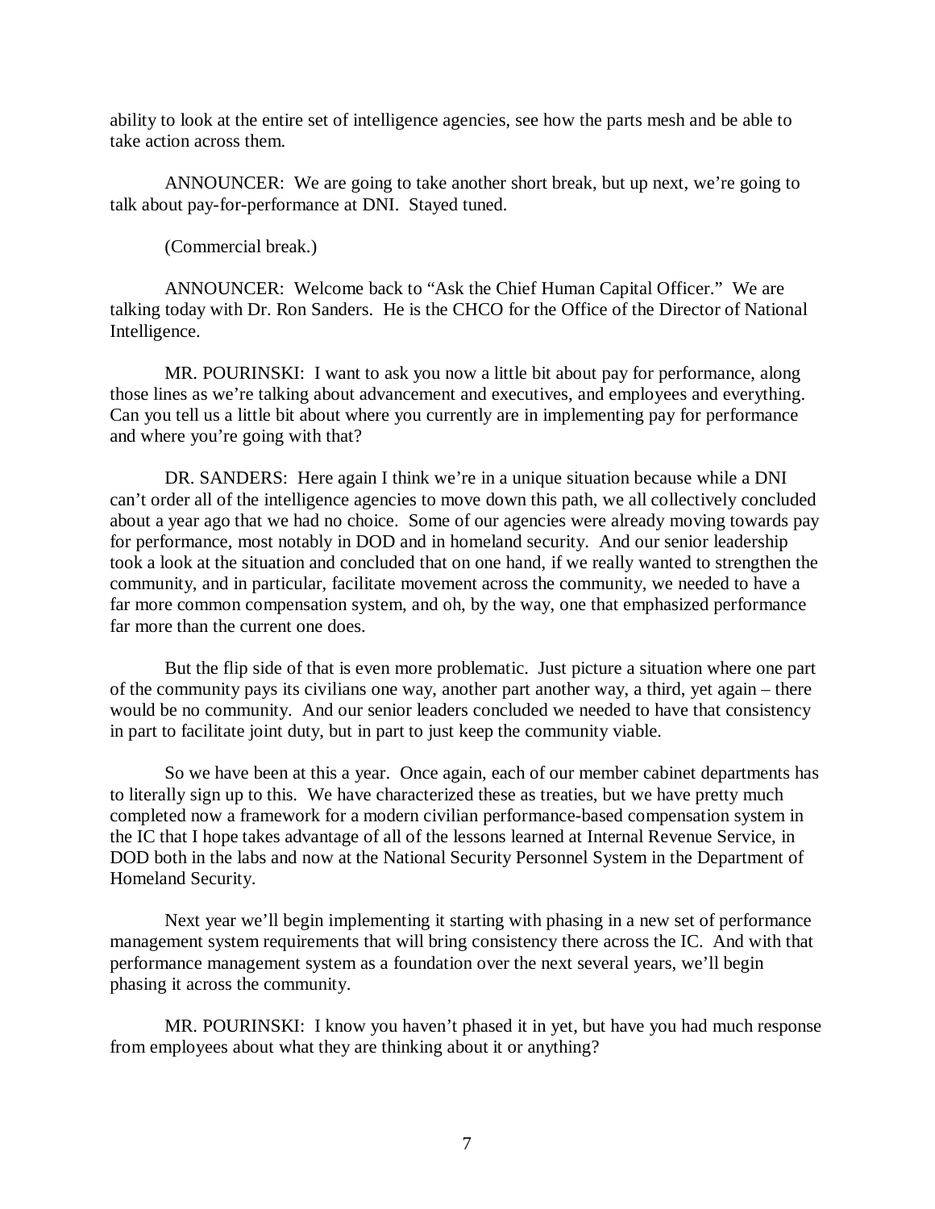ability to look at the entire set of intelligence agencies, see how the parts mesh and be able to take action across them.

ANNOUNCER: We are going to take another short break, but up next, we're going to talk about pay-for-performance at DNI. Stayed tuned.

(Commercial break.)

ANNOUNCER: Welcome back to "Ask the Chief Human Capital Officer." We are talking today with Dr. Ron Sanders. He is the CHCO for the Office of the Director of National Intelligence.

MR. POURINSKI: I want to ask you now a little bit about pay for performance, along those lines as we're talking about advancement and executives, and employees and everything. Can you tell us a little bit about where you currently are in implementing pay for performance and where you're going with that?

DR. SANDERS: Here again I think we're in a unique situation because while a DNI can't order all of the intelligence agencies to move down this path, we all collectively concluded about a year ago that we had no choice. Some of our agencies were already moving towards pay for performance, most notably in DOD and in homeland security. And our senior leadership took a look at the situation and concluded that on one hand, if we really wanted to strengthen the community, and in particular, facilitate movement across the community, we needed to have a far more common compensation system, and oh, by the way, one that emphasized performance far more than the current one does.

But the flip side of that is even more problematic. Just picture a situation where one part of the community pays its civilians one way, another part another way, a third, yet again – there would be no community. And our senior leaders concluded we needed to have that consistency in part to facilitate joint duty, but in part to just keep the community viable.

So we have been at this a year. Once again, each of our member cabinet departments has to literally sign up to this. We have characterized these as treaties, but we have pretty much completed now a framework for a modern civilian performance-based compensation system in the IC that I hope takes advantage of all of the lessons learned at Internal Revenue Service, in DOD both in the labs and now at the National Security Personnel System in the Department of Homeland Security.

Next year we'll begin implementing it starting with phasing in a new set of performance management system requirements that will bring consistency there across the IC. And with that performance management system as a foundation over the next several years, we'll begin phasing it across the community.

MR. POURINSKI: I know you haven't phased it in yet, but have you had much response from employees about what they are thinking about it or anything?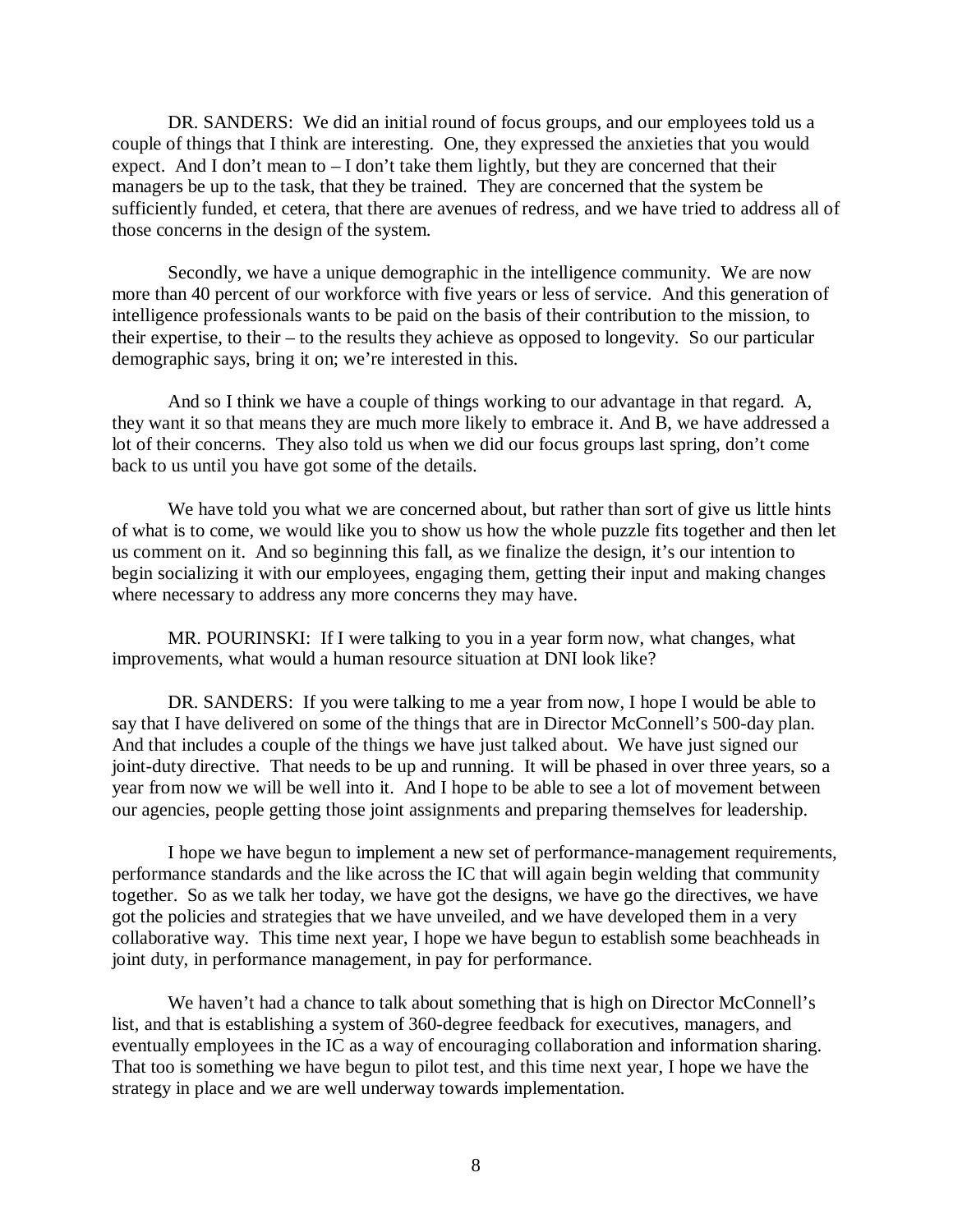DR. SANDERS: We did an initial round of focus groups, and our employees told us a couple of things that I think are interesting. One, they expressed the anxieties that you would expect. And I don't mean to – I don't take them lightly, but they are concerned that their managers be up to the task, that they be trained. They are concerned that the system be sufficiently funded, et cetera, that there are avenues of redress, and we have tried to address all of those concerns in the design of the system.

Secondly, we have a unique demographic in the intelligence community. We are now more than 40 percent of our workforce with five years or less of service. And this generation of intelligence professionals wants to be paid on the basis of their contribution to the mission, to their expertise, to their – to the results they achieve as opposed to longevity. So our particular demographic says, bring it on; we're interested in this.

And so I think we have a couple of things working to our advantage in that regard. A, they want it so that means they are much more likely to embrace it. And B, we have addressed a lot of their concerns. They also told us when we did our focus groups last spring, don't come back to us until you have got some of the details.

We have told you what we are concerned about, but rather than sort of give us little hints of what is to come, we would like you to show us how the whole puzzle fits together and then let us comment on it. And so beginning this fall, as we finalize the design, it's our intention to begin socializing it with our employees, engaging them, getting their input and making changes where necessary to address any more concerns they may have.

MR. POURINSKI: If I were talking to you in a year form now, what changes, what improvements, what would a human resource situation at DNI look like?

DR. SANDERS: If you were talking to me a year from now, I hope I would be able to say that I have delivered on some of the things that are in Director McConnell's 500-day plan. And that includes a couple of the things we have just talked about. We have just signed our joint-duty directive. That needs to be up and running. It will be phased in over three years, so a year from now we will be well into it. And I hope to be able to see a lot of movement between our agencies, people getting those joint assignments and preparing themselves for leadership.

I hope we have begun to implement a new set of performance-management requirements, performance standards and the like across the IC that will again begin welding that community together. So as we talk her today, we have got the designs, we have go the directives, we have got the policies and strategies that we have unveiled, and we have developed them in a very collaborative way. This time next year, I hope we have begun to establish some beachheads in joint duty, in performance management, in pay for performance.

We haven't had a chance to talk about something that is high on Director McConnell's list, and that is establishing a system of 360-degree feedback for executives, managers, and eventually employees in the IC as a way of encouraging collaboration and information sharing. That too is something we have begun to pilot test, and this time next year, I hope we have the strategy in place and we are well underway towards implementation.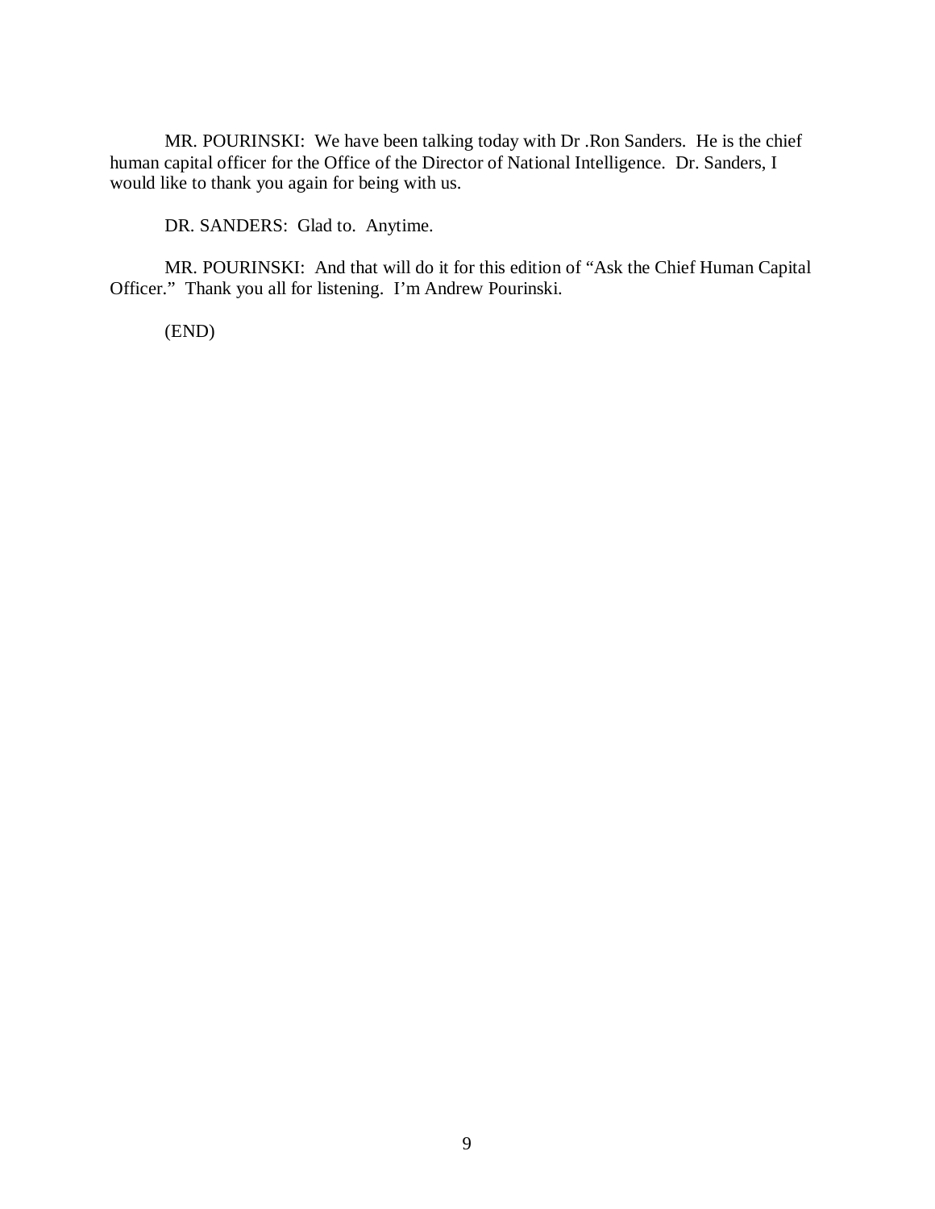MR. POURINSKI: We have been talking today with Dr .Ron Sanders. He is the chief human capital officer for the Office of the Director of National Intelligence. Dr. Sanders, I would like to thank you again for being with us.

DR. SANDERS: Glad to. Anytime.

MR. POURINSKI: And that will do it for this edition of "Ask the Chief Human Capital Officer." Thank you all for listening. I'm Andrew Pourinski.

(END)